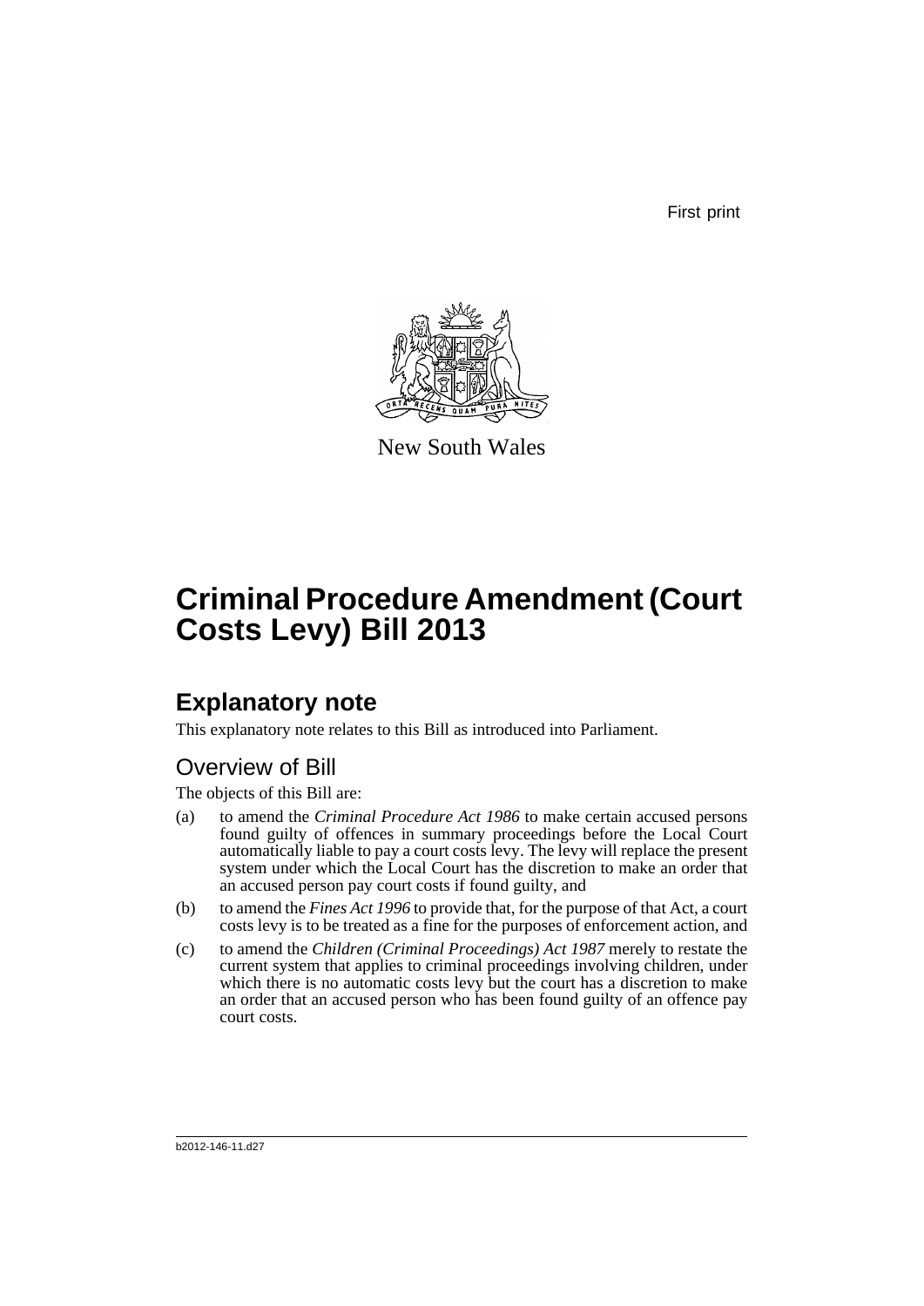First print

New South Wales

# Criminal Procedure Amendment (Court Costs Levy) Bill 2013

## Explanatory note

This explanatory note relates to this Bill as introduced into Parliament.

### Overview of Bill

The objects of this Bill are:

(a) to amend the *Criminal Procedure Act 1986* to make certain accused persons found guilty of offences in summary proceedings before the Local Court automatically liable to pay a court costs levy. The levy will replace the present system under which the Local Court has the discretion to make an order that an accused person pay court costs if found guilty, and

(b) to amend the *Fines Act 1996* to provide that, for the purpose of that Act, a court costs levy is to be treated as a fine for the purposes of enforcement action, and

(c) to amend the *Children (Criminal Proceedings) Act 1987* merely to restate the current system that applies to criminal proceedings involving children, under which there is no automatic costs levy but the court has a discretion to make an order that an accused person who has been found guilty of an offence pay court costs.

b2012-146-11.d27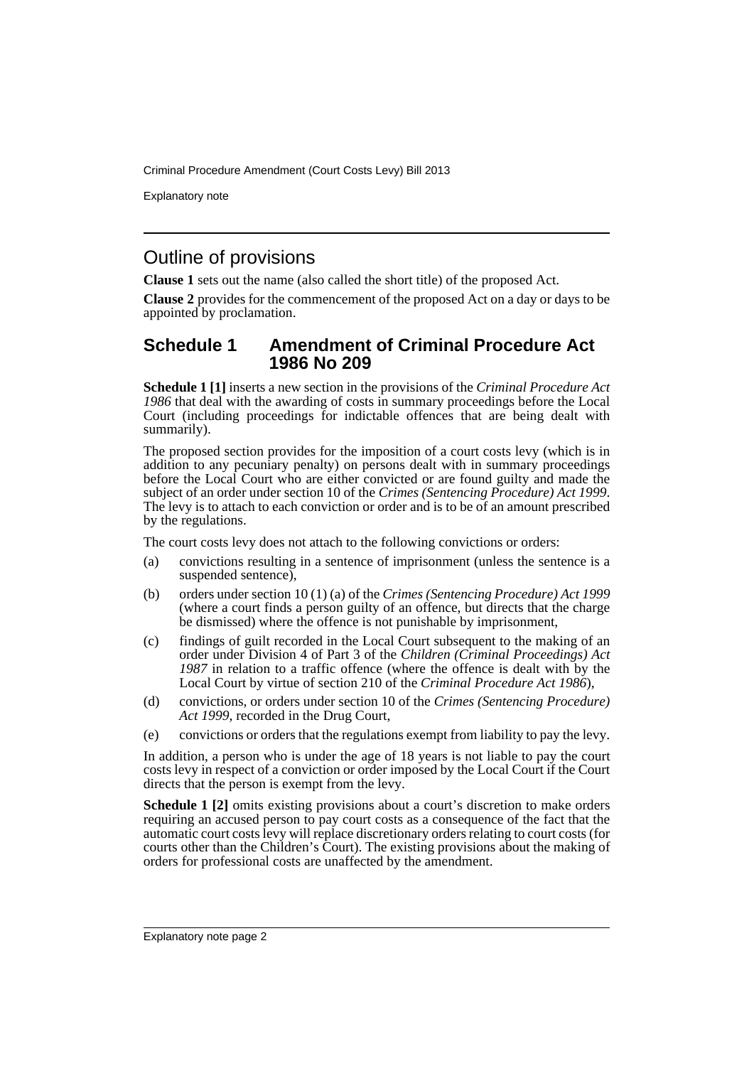## Outline of provisions

**Clause 1** sets out the name (also called the short title) of the proposed Act.

**Clause 2** provides for the commencement of the proposed Act on a day or days to be appointed by proclamation.

### Schedule 1 Amendment of Criminal Procedure Act 1986 No 209

**Schedule 1 [1]** inserts a new section in the provisions of the *Criminal Procedure Act 1986* that deal with the awarding of costs in summary proceedings before the Local Court (including proceedings for indictable offences that are being dealt with summarily).

The proposed section provides for the imposition of a court costs levy (which is in addition to any pecuniary penalty) on persons dealt with in summary proceedings before the Local Court who are either convicted or are found guilty and made the subject of an order under section 10 of the *Crimes (Sentencing Procedure) Act 1999*. The levy is to attach to each conviction or order and is to be of an amount prescribed by the regulations.

The court costs levy does not attach to the following convictions or orders:

(a) convictions resulting in a sentence of imprisonment (unless the sentence is a suspended sentence),

(b) orders under section 10 (1) (a) of the *Crimes (Sentencing Procedure) Act 1999* (where a court finds a person guilty of an offence, but directs that the charge be dismissed) where the offence is not punishable by imprisonment,

(c) findings of guilt recorded in the Local Court subsequent to the making of an order under Division 4 of Part 3 of the *Children (Criminal Proceedings) Act 1987* in relation to a traffic offence (where the offence is dealt with by the Local Court by virtue of section 210 of the *Criminal Procedure Act 1986*),

(d) convictions, or orders under section 10 of the *Crimes (Sentencing Procedure) Act 1999*, recorded in the Drug Court,

(e) convictions or orders that the regulations exempt from liability to pay the levy.

In addition, a person who is under the age of 18 years is not liable to pay the court costs levy in respect of a conviction or order imposed by the Local Court if the Court directs that the person is exempt from the levy.

**Schedule 1 [2]** omits existing provisions about a court's discretion to make orders requiring an accused person to pay court costs as a consequence of the fact that the automatic court costs levy will replace discretionary orders relating to court costs (for courts other than the Children's Court). The existing provisions about the making of orders for professional costs are unaffected by the amendment.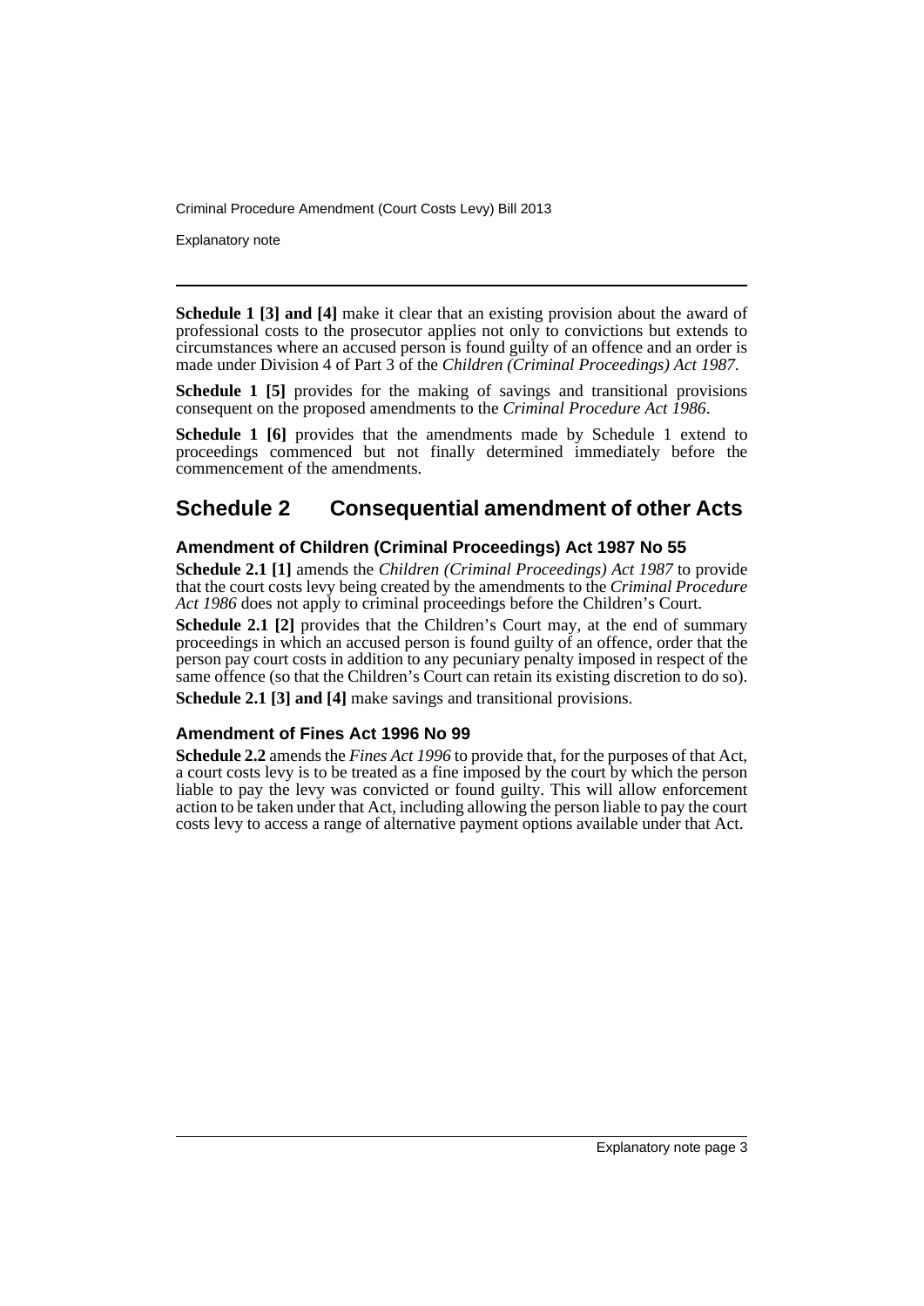**Schedule 1 [3] and [4]** make it clear that an existing provision about the award of professional costs to the prosecutor applies not only to convictions but extends to circumstances where an accused person is found guilty of an offence and an order is made under Division 4 of Part 3 of the *Children (Criminal Proceedings) Act 1987*.

**Schedule 1 [5]** provides for the making of savings and transitional provisions consequent on the proposed amendments to the *Criminal Procedure Act 1986*.

**Schedule 1 [6]** provides that the amendments made by Schedule 1 extend to proceedings commenced but not finally determined immediately before the commencement of the amendments.

## Schedule 2 Consequential amendment of other Acts

### Amendment of Children (Criminal Proceedings) Act 1987 No 55

**Schedule 2.1 [1]** amends the *Children (Criminal Proceedings) Act 1987* to provide that the court costs levy being created by the amendments to the *Criminal Procedure Act 1986* does not apply to criminal proceedings before the Children's Court.

**Schedule 2.1 [2]** provides that the Children's Court may, at the end of summary proceedings in which an accused person is found guilty of an offence, order that the person pay court costs in addition to any pecuniary penalty imposed in respect of the same offence (so that the Children's Court can retain its existing discretion to do so).

**Schedule 2.1 [3] and [4]** make savings and transitional provisions.

### Amendment of Fines Act 1996 No 99

**Schedule 2.2** amends the *Fines Act 1996* to provide that, for the purposes of that Act, a court costs levy is to be treated as a fine imposed by the court by which the person liable to pay the levy was convicted or found guilty. This will allow enforcement action to be taken under that Act, including allowing the person liable to pay the court costs levy to access a range of alternative payment options available under that Act.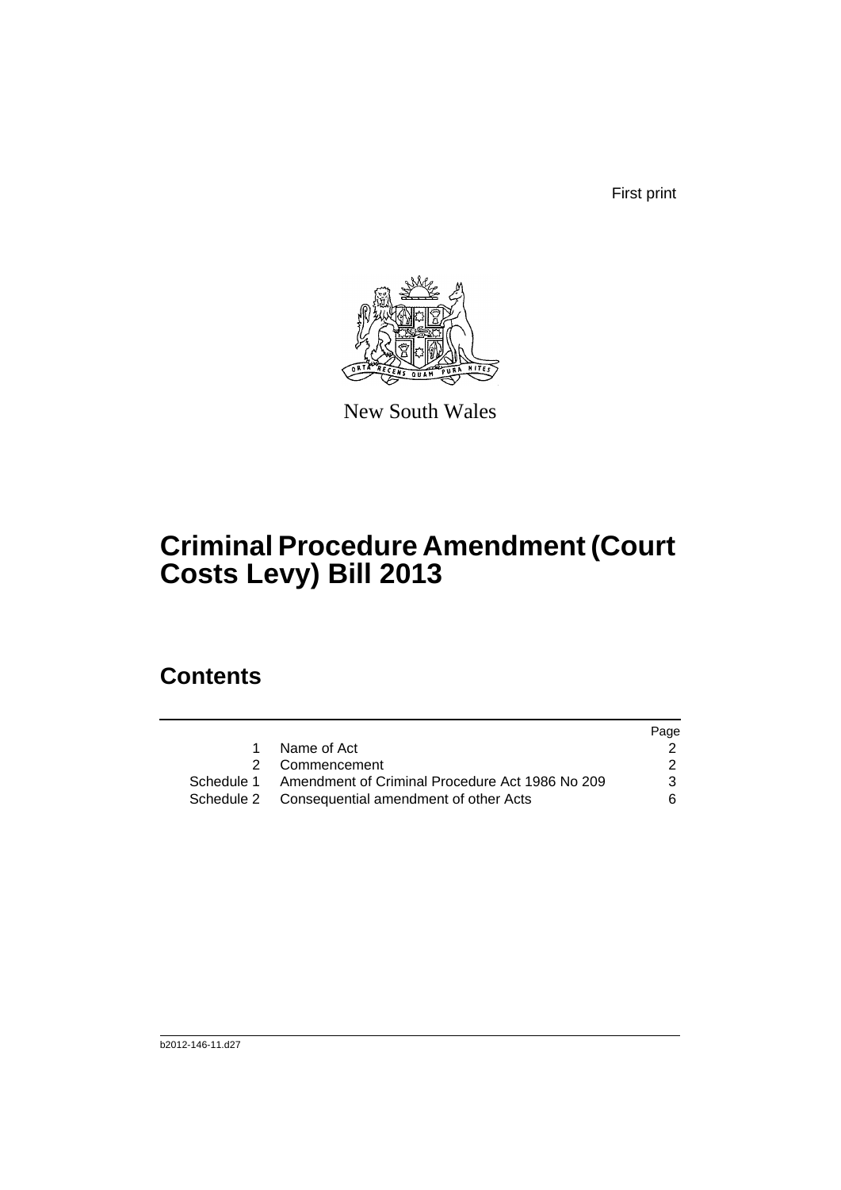First print

New South Wales

# Criminal Procedure Amendment (Court Costs Levy) Bill 2013

## Contents

| | | Page |
|---|---|---|
| 1 | Name of Act | 2 |
| 2 | Commencement | 2 |
| Schedule 1 | Amendment of Criminal Procedure Act 1986 No 209 | 3 |
| Schedule 2 | Consequential amendment of other Acts | 6 |

b2012-146-11.d27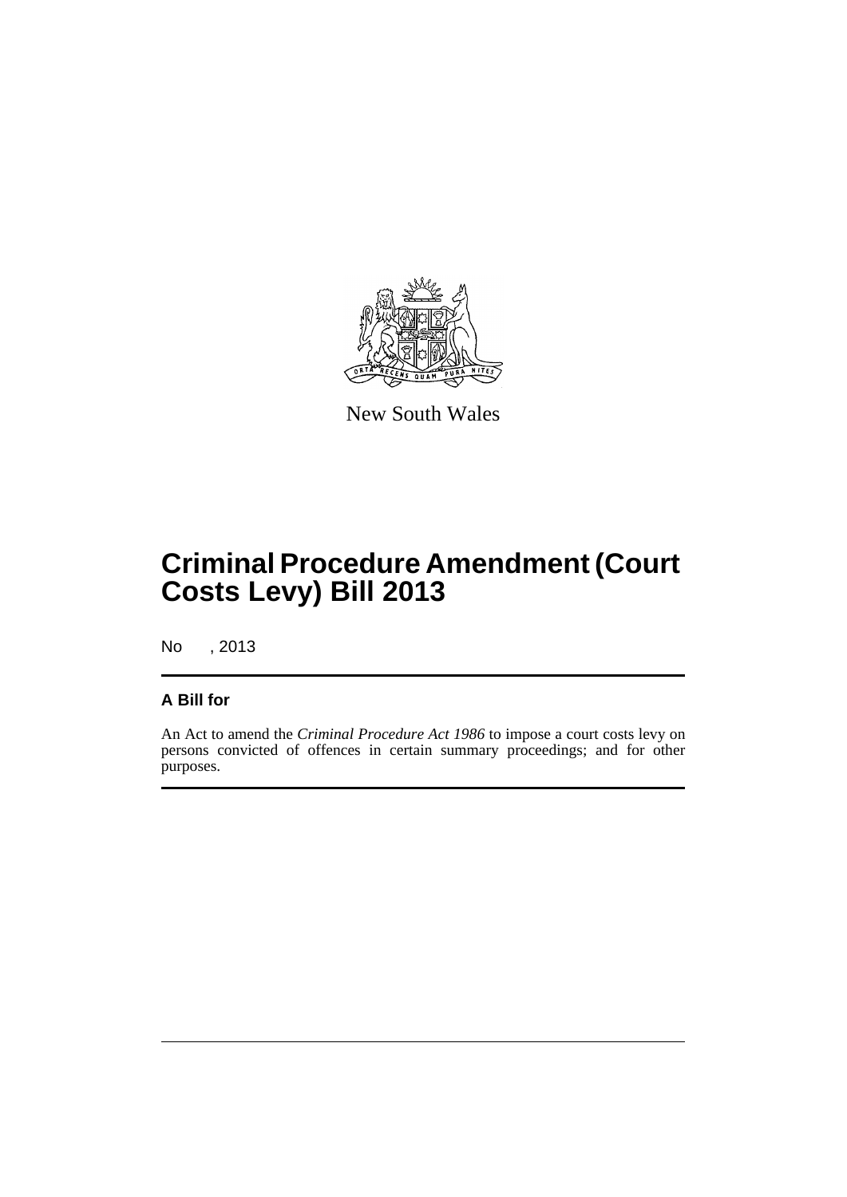New South Wales

# Criminal Procedure Amendment (Court Costs Levy) Bill 2013

No , 2013

## A Bill for

An Act to amend the *Criminal Procedure Act 1986* to impose a court costs levy on persons convicted of offences in certain summary proceedings; and for other purposes.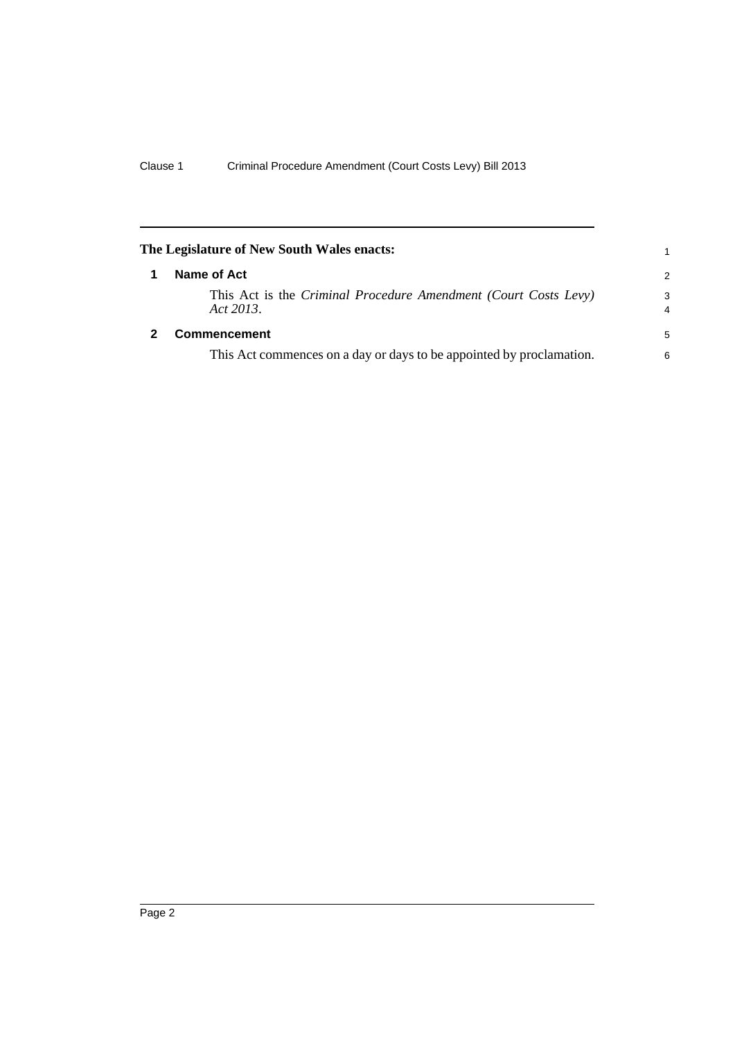**The Legislature of New South Wales enacts:**

## 1 Name of Act

This Act is the *Criminal Procedure Amendment (Court Costs Levy) Act 2013*.

## 2 Commencement

This Act commences on a day or days to be appointed by proclamation.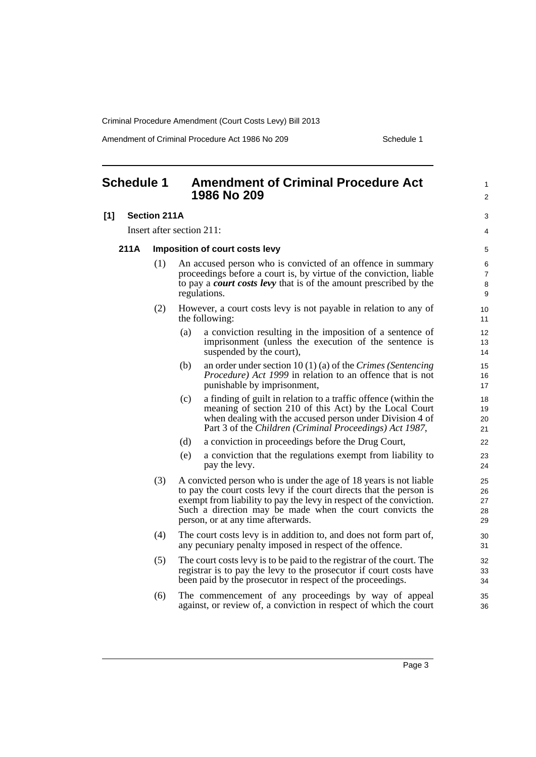## Schedule 1 Amendment of Criminal Procedure Act 1986 No 209

**[1] Section 211A**

Insert after section 211:

**211A Imposition of court costs levy**

(1) An accused person who is convicted of an offence in summary proceedings before a court is, by virtue of the conviction, liable to pay a ***court costs levy*** that is of the amount prescribed by the regulations.

(2) However, a court costs levy is not payable in relation to any of the following:

(a) a conviction resulting in the imposition of a sentence of imprisonment (unless the execution of the sentence is suspended by the court),

(b) an order under section 10 (1) (a) of the *Crimes (Sentencing Procedure) Act 1999* in relation to an offence that is not punishable by imprisonment,

(c) a finding of guilt in relation to a traffic offence (within the meaning of section 210 of this Act) by the Local Court when dealing with the accused person under Division 4 of Part 3 of the *Children (Criminal Proceedings) Act 1987*,

(d) a conviction in proceedings before the Drug Court,

(e) a conviction that the regulations exempt from liability to pay the levy.

(3) A convicted person who is under the age of 18 years is not liable to pay the court costs levy if the court directs that the person is exempt from liability to pay the levy in respect of the conviction. Such a direction may be made when the court convicts the person, or at any time afterwards.

(4) The court costs levy is in addition to, and does not form part of, any pecuniary penalty imposed in respect of the offence.

(5) The court costs levy is to be paid to the registrar of the court. The registrar is to pay the levy to the prosecutor if court costs have been paid by the prosecutor in respect of the proceedings.

(6) The commencement of any proceedings by way of appeal against, or review of, a conviction in respect of which the court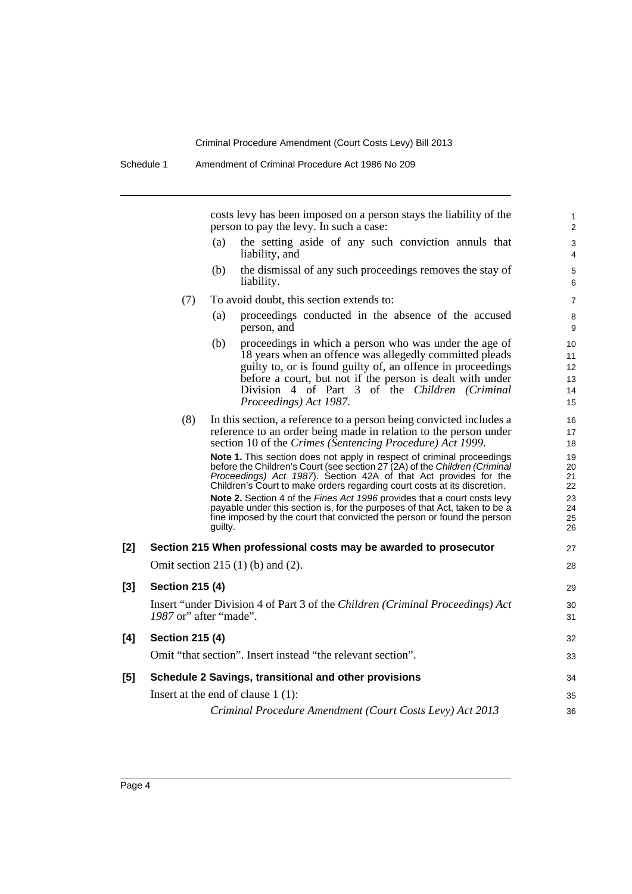costs levy has been imposed on a person stays the liability of the person to pay the levy. In such a case:

(a) the setting aside of any such conviction annuls that liability, and

(b) the dismissal of any such proceedings removes the stay of liability.

(7) To avoid doubt, this section extends to:

(a) proceedings conducted in the absence of the accused person, and

(b) proceedings in which a person who was under the age of 18 years when an offence was allegedly committed pleads guilty to, or is found guilty of, an offence in proceedings before a court, but not if the person is dealt with under Division 4 of Part 3 of the *Children (Criminal Proceedings) Act 1987*.

(8) In this section, a reference to a person being convicted includes a reference to an order being made in relation to the person under section 10 of the *Crimes (Sentencing Procedure) Act 1999*.

**Note 1.** This section does not apply in respect of criminal proceedings before the Children's Court (see section 27 (2A) of the *Children (Criminal Proceedings) Act 1987*). Section 42A of that Act provides for the Children's Court to make orders regarding court costs at its discretion.

**Note 2.** Section 4 of the *Fines Act 1996* provides that a court costs levy payable under this section is, for the purposes of that Act, taken to be a fine imposed by the court that convicted the person or found the person guilty.

**[2] Section 215 When professional costs may be awarded to prosecutor**

Omit section 215 (1) (b) and (2).

**[3] Section 215 (4)**

Insert "under Division 4 of Part 3 of the *Children (Criminal Proceedings) Act 1987* or" after "made".

**[4] Section 215 (4)**

Omit "that section". Insert instead "the relevant section".

**[5] Schedule 2 Savings, transitional and other provisions**

Insert at the end of clause 1 (1):

*Criminal Procedure Amendment (Court Costs Levy) Act 2013*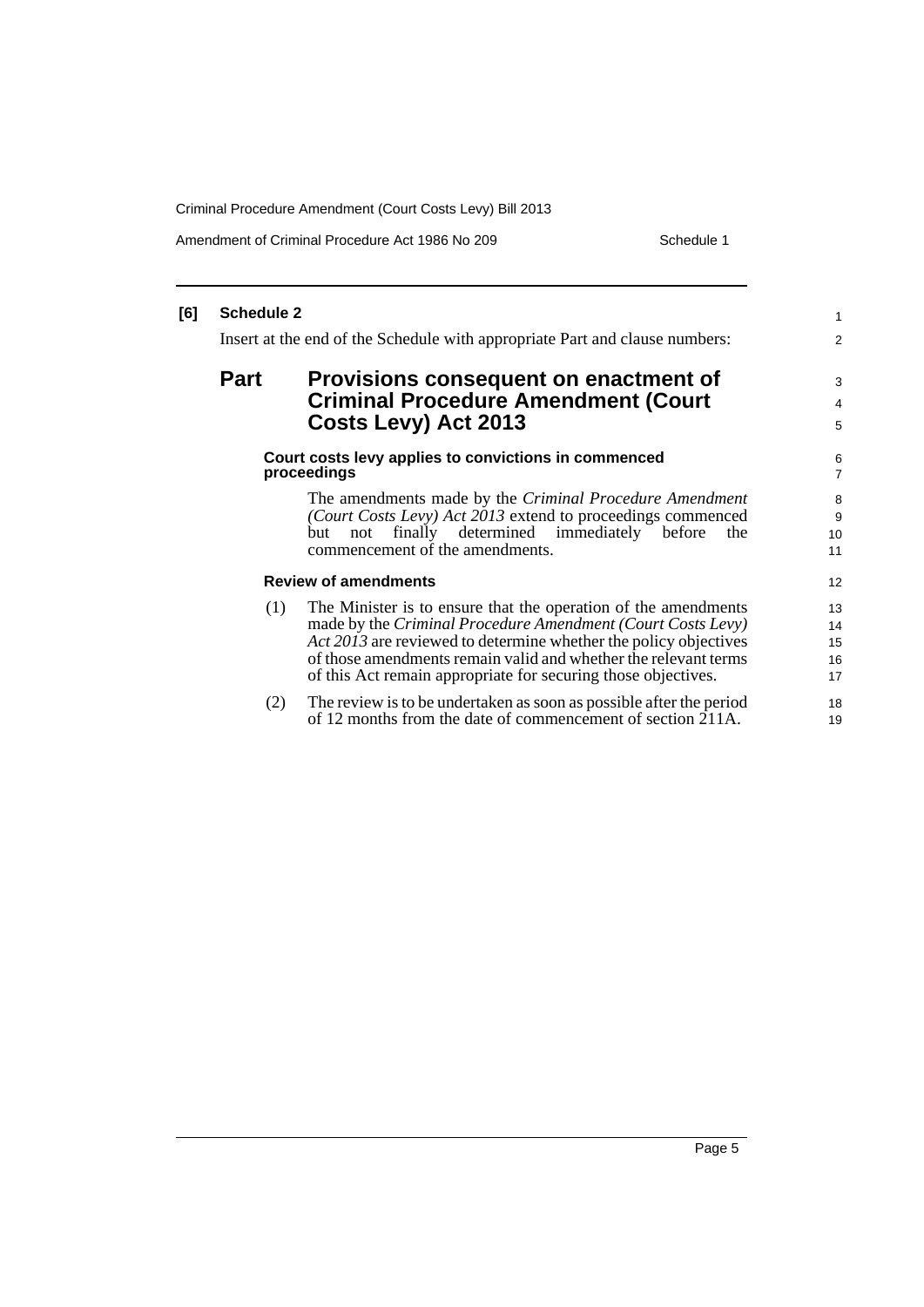**[6] Schedule 2**

Insert at the end of the Schedule with appropriate Part and clause numbers:

## Part Provisions consequent on enactment of Criminal Procedure Amendment (Court Costs Levy) Act 2013

**Court costs levy applies to convictions in commenced proceedings**

The amendments made by the *Criminal Procedure Amendment (Court Costs Levy) Act 2013* extend to proceedings commenced but not finally determined immediately before the commencement of the amendments.

**Review of amendments**

(1) The Minister is to ensure that the operation of the amendments made by the *Criminal Procedure Amendment (Court Costs Levy) Act 2013* are reviewed to determine whether the policy objectives of those amendments remain valid and whether the relevant terms of this Act remain appropriate for securing those objectives.

(2) The review is to be undertaken as soon as possible after the period of 12 months from the date of commencement of section 211A.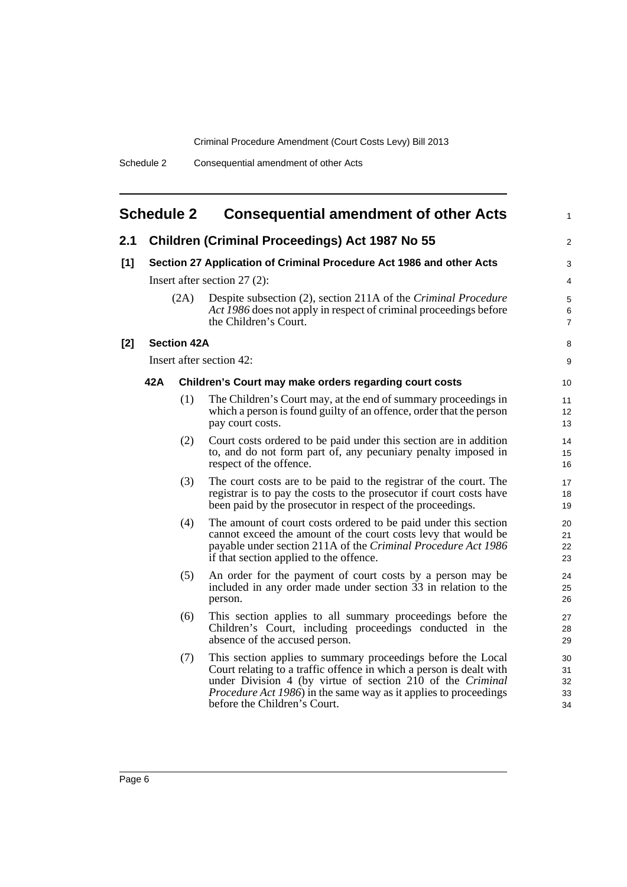# Schedule 2 Consequential amendment of other Acts

## 2.1 Children (Criminal Proceedings) Act 1987 No 55

### [1] Section 27 Application of Criminal Procedure Act 1986 and other Acts

Insert after section 27 (2):

(2A) Despite subsection (2), section 211A of the *Criminal Procedure Act 1986* does not apply in respect of criminal proceedings before the Children's Court.

### [2] Section 42A

Insert after section 42:

**42A Children's Court may make orders regarding court costs**

(1) The Children's Court may, at the end of summary proceedings in which a person is found guilty of an offence, order that the person pay court costs.

(2) Court costs ordered to be paid under this section are in addition to, and do not form part of, any pecuniary penalty imposed in respect of the offence.

(3) The court costs are to be paid to the registrar of the court. The registrar is to pay the costs to the prosecutor if court costs have been paid by the prosecutor in respect of the proceedings.

(4) The amount of court costs ordered to be paid under this section cannot exceed the amount of the court costs levy that would be payable under section 211A of the *Criminal Procedure Act 1986* if that section applied to the offence.

(5) An order for the payment of court costs by a person may be included in any order made under section 33 in relation to the person.

(6) This section applies to all summary proceedings before the Children's Court, including proceedings conducted in the absence of the accused person.

(7) This section applies to summary proceedings before the Local Court relating to a traffic offence in which a person is dealt with under Division 4 (by virtue of section 210 of the *Criminal Procedure Act 1986*) in the same way as it applies to proceedings before the Children's Court.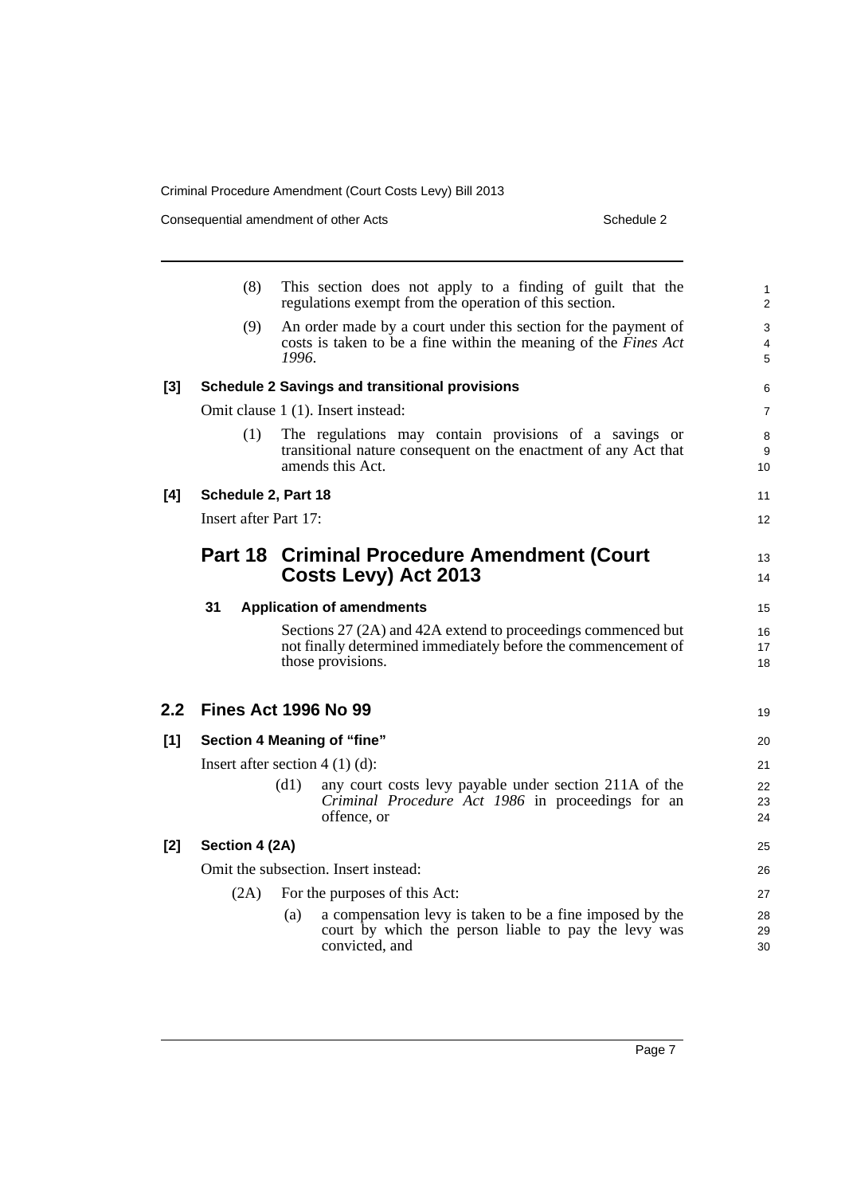(8) This section does not apply to a finding of guilt that the regulations exempt from the operation of this section.

(9) An order made by a court under this section for the payment of costs is taken to be a fine within the meaning of the *Fines Act 1996*.

**[3] Schedule 2 Savings and transitional provisions**

Omit clause 1 (1). Insert instead:

(1) The regulations may contain provisions of a savings or transitional nature consequent on the enactment of any Act that amends this Act.

**[4] Schedule 2, Part 18**

Insert after Part 17:

## Part 18 Criminal Procedure Amendment (Court Costs Levy) Act 2013

**31 Application of amendments**

Sections 27 (2A) and 42A extend to proceedings commenced but not finally determined immediately before the commencement of those provisions.

## 2.2 Fines Act 1996 No 99

**[1] Section 4 Meaning of "fine"**

Insert after section 4 (1) (d):

(d1) any court costs levy payable under section 211A of the *Criminal Procedure Act 1986* in proceedings for an offence, or

**[2] Section 4 (2A)**

Omit the subsection. Insert instead:

(2A) For the purposes of this Act:

(a) a compensation levy is taken to be a fine imposed by the court by which the person liable to pay the levy was convicted, and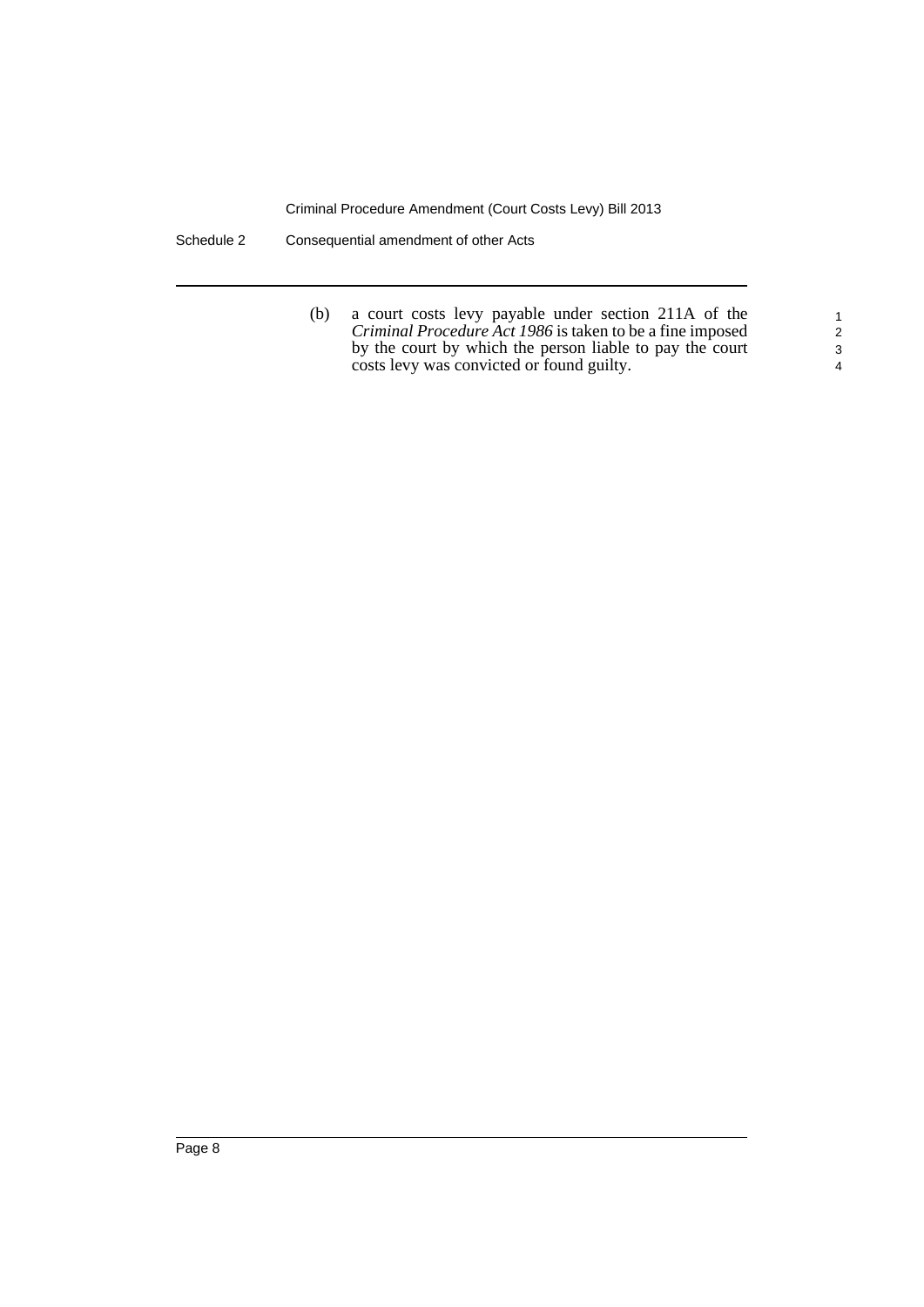(b) a court costs levy payable under section 211A of the *Criminal Procedure Act 1986* is taken to be a fine imposed by the court by which the person liable to pay the court costs levy was convicted or found guilty.